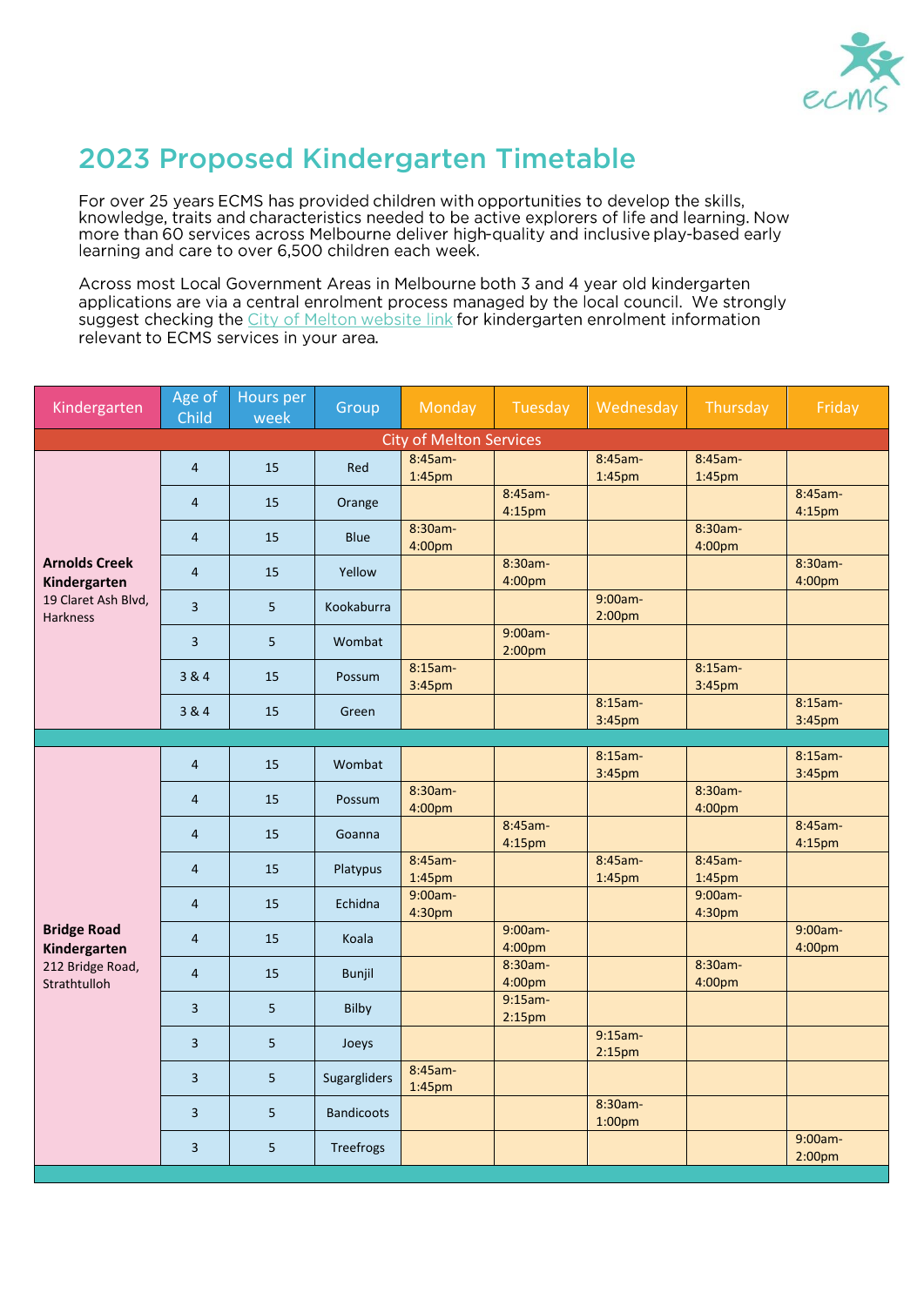# 2023 Proposed Kindergarten Timetable

For over 25 years ECMS has provided children with opportunities to develop the skills, knowledge, traits and characteristics needed to be active explorers of life and learning. Now more than 60 services across Melbourne deliver high-quality and inclusive play-based early learning and care to over 6,500 children each week.

Across most Local Government Areas in Melbourne both 3 and 4 year old kindergarten applications are via a central enrolment process managed by the local council. We strongly suggest checking the City of Melton website link for kindergarten enrolment information relevant to ECMS services in your area.

| Kindergarten | Age of Child | Hours per week | Group | Monday | Tuesday | Wednesday | Thursday | Friday |
|---|---|---|---|---|---|---|---|---|
| **City of Melton Services** | | | | | | | | |
| **Arnolds Creek Kindergarten** 19 Claret Ash Blvd, Harkness | 4 | 15 | Red | 8:45am-1:45pm | | 8:45am-1:45pm | 8:45am-1:45pm | |
| | 4 | 15 | Orange | | 8:45am-4:15pm | | | 8:45am-4:15pm |
| | 4 | 15 | Blue | 8:30am-4:00pm | | | 8:30am-4:00pm | |
| | 4 | 15 | Yellow | | 8:30am-4:00pm | | | 8:30am-4:00pm |
| | 3 | 5 | Kookaburra | | | 9:00am-2:00pm | | |
| | 3 | 5 | Wombat | | 9:00am-2:00pm | | | |
| | 3 & 4 | 15 | Possum | 8:15am-3:45pm | | | 8:15am-3:45pm | |
| | 3 & 4 | 15 | Green | | | 8:15am-3:45pm | | 8:15am-3:45pm |
| **Bridge Road Kindergarten** 212 Bridge Road, Strathtulloh | 4 | 15 | Wombat | | | 8:15am-3:45pm | | 8:15am-3:45pm |
| | 4 | 15 | Possum | 8:30am-4:00pm | | | 8:30am-4:00pm | |
| | 4 | 15 | Goanna | | 8:45am-4:15pm | | | 8:45am-4:15pm |
| | 4 | 15 | Platypus | 8:45am-1:45pm | | 8:45am-1:45pm | 8:45am-1:45pm | |
| | 4 | 15 | Echidna | 9:00am-4:30pm | | | 9:00am-4:30pm | |
| | 4 | 15 | Koala | | 9:00am-4:00pm | | | 9:00am-4:00pm |
| | 4 | 15 | Bunjil | | 8:30am-4:00pm | | 8:30am-4:00pm | |
| | 3 | 5 | Bilby | | 9:15am-2:15pm | | | |
| | 3 | 5 | Joeys | | | 9:15am-2:15pm | | |
| | 3 | 5 | Sugargliders | 8:45am-1:45pm | | | | |
| | 3 | 5 | Bandicoots | | | 8:30am-1:00pm | | |
| | 3 | 5 | Treefrogs | | | | | 9:00am-2:00pm |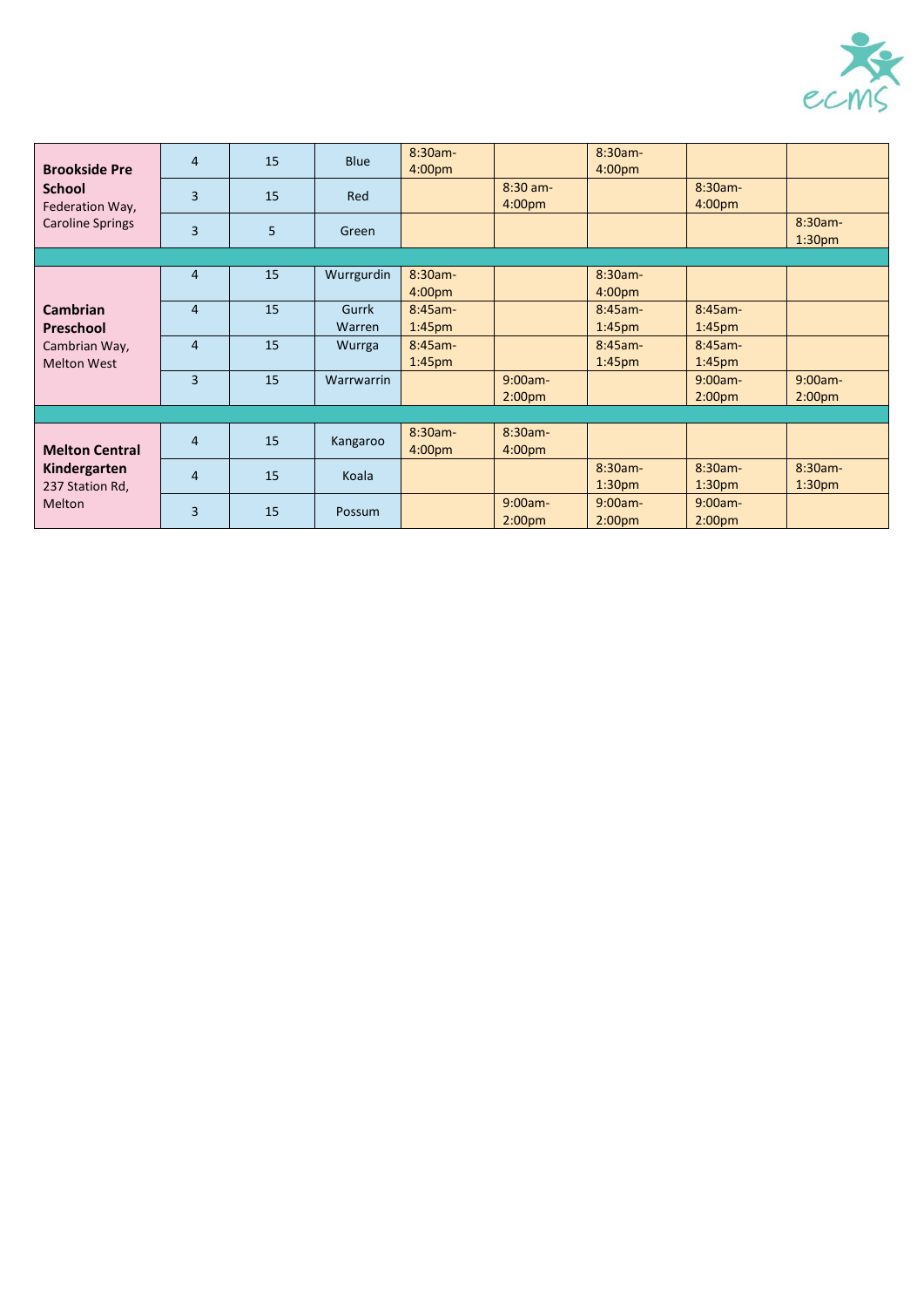| | | | | | | | | |
|---|---|---|---|---|---|---|---|---|
| **Brookside Pre School** Federation Way, Caroline Springs | 4 | 15 | Blue | 8:30am-4:00pm | | 8:30am-4:00pm | | |
| | 3 | 15 | Red | | 8:30 am-4:00pm | | 8:30am-4:00pm | |
| | 3 | 5 | Green | | | | | 8:30am-1:30pm |
| | | | | | | | | |
| **Cambrian Preschool** Cambrian Way, Melton West | 4 | 15 | Wurrgurdin | 8:30am-4:00pm | | 8:30am-4:00pm | | |
| | 4 | 15 | Gurrk Warren | 8:45am-1:45pm | | 8:45am-1:45pm | 8:45am-1:45pm | |
| | 4 | 15 | Wurrga | 8:45am-1:45pm | | 8:45am-1:45pm | 8:45am-1:45pm | |
| | 3 | 15 | Warrwarrin | | 9:00am-2:00pm | | 9:00am-2:00pm | 9:00am-2:00pm |
| | | | | | | | | |
| **Melton Central Kindergarten** 237 Station Rd, Melton | 4 | 15 | Kangaroo | 8:30am-4:00pm | 8:30am-4:00pm | | | |
| | 4 | 15 | Koala | | | 8:30am-1:30pm | 8:30am-1:30pm | 8:30am-1:30pm |
| | 3 | 15 | Possum | | 9:00am-2:00pm | 9:00am-2:00pm | 9:00am-2:00pm | |